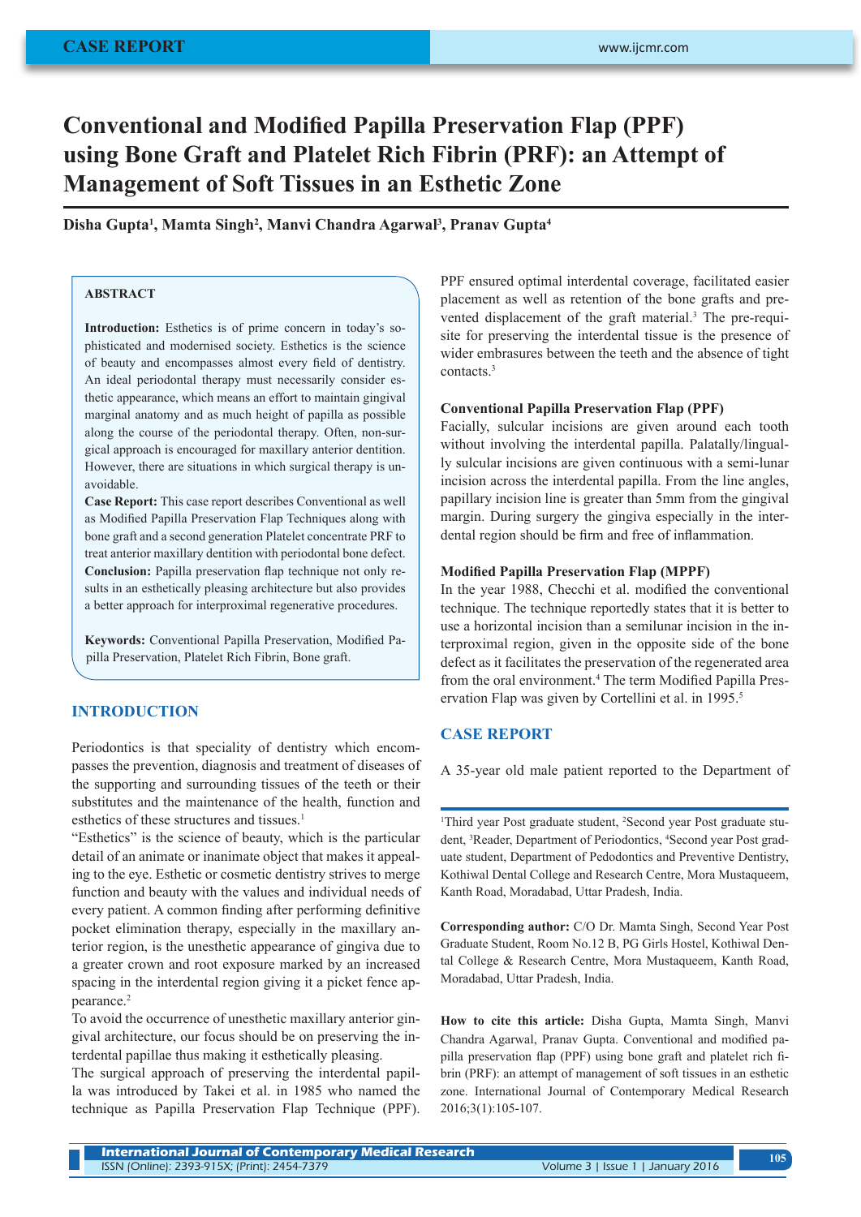**CASE REPORT**

# Conventional and Modified Papilla Preservation Flap (PPF) using Bone Graft and Platelet Rich Fibrin (PRF): an Attempt of Management of Soft Tissues in an Esthetic Zone

**Disha Gupta[1], Mamta Singh[2], Manvi Chandra Agarwal[3], Pranav Gupta[4]**

## ABSTRACT

**Introduction:** Esthetics is of prime concern in today's sophisticated and modernised society. Esthetics is the science of beauty and encompasses almost every field of dentistry. An ideal periodontal therapy must necessarily consider esthetic appearance, which means an effort to maintain gingival marginal anatomy and as much height of papilla as possible along the course of the periodontal therapy. Often, non-surgical approach is encouraged for maxillary anterior dentition. However, there are situations in which surgical therapy is unavoidable.
**Case Report:** This case report describes Conventional as well as Modified Papilla Preservation Flap Techniques along with bone graft and a second generation Platelet concentrate PRF to treat anterior maxillary dentition with periodontal bone defect.
**Conclusion:** Papilla preservation flap technique not only results in an esthetically pleasing architecture but also provides a better approach for interproximal regenerative procedures.

**Keywords:** Conventional Papilla Preservation, Modified Papilla Preservation, Platelet Rich Fibrin, Bone graft.

## INTRODUCTION

Periodontics is that speciality of dentistry which encompasses the prevention, diagnosis and treatment of diseases of the supporting and surrounding tissues of the teeth or their substitutes and the maintenance of the health, function and esthetics of these structures and tissues.[1]

"Esthetics" is the science of beauty, which is the particular detail of an animate or inanimate object that makes it appealing to the eye. Esthetic or cosmetic dentistry strives to merge function and beauty with the values and individual needs of every patient. A common finding after performing definitive pocket elimination therapy, especially in the maxillary anterior region, is the unesthetic appearance of gingiva due to a greater crown and root exposure marked by an increased spacing in the interdental region giving it a picket fence appearance.[2]

To avoid the occurrence of unesthetic maxillary anterior gingival architecture, our focus should be on preserving the interdental papillae thus making it esthetically pleasing.

The surgical approach of preserving the interdental papilla was introduced by Takei et al. in 1985 who named the technique as Papilla Preservation Flap Technique (PPF). PPF ensured optimal interdental coverage, facilitated easier placement as well as retention of the bone grafts and prevented displacement of the graft material.[3] The pre-requisite for preserving the interdental tissue is the presence of wider embrasures between the teeth and the absence of tight contacts.[3]

### Conventional Papilla Preservation Flap (PPF)

Facially, sulcular incisions are given around each tooth without involving the interdental papilla. Palatally/lingually sulcular incisions are given continuous with a semi-lunar incision across the interdental papilla. From the line angles, papillary incision line is greater than 5mm from the gingival margin. During surgery the gingiva especially in the interdental region should be firm and free of inflammation.

### Modified Papilla Preservation Flap (MPPF)

In the year 1988, Checchi et al. modified the conventional technique. The technique reportedly states that it is better to use a horizontal incision than a semilunar incision in the interproximal region, given in the opposite side of the bone defect as it facilitates the preservation of the regenerated area from the oral environment.[4] The term Modified Papilla Preservation Flap was given by Cortellini et al. in 1995.[5]

## CASE REPORT

A 35-year old male patient reported to the Department of

[1]Third year Post graduate student, [2]Second year Post graduate student, [3]Reader, Department of Periodontics, [4]Second year Post graduate student, Department of Pedodontics and Preventive Dentistry, Kothiwal Dental College and Research Centre, Mora Mustaqueem, Kanth Road, Moradabad, Uttar Pradesh, India.

**Corresponding author:** C/O Dr. Mamta Singh, Second Year Post Graduate Student, Room No.12 B, PG Girls Hostel, Kothiwal Dental College & Research Centre, Mora Mustaqueem, Kanth Road, Moradabad, Uttar Pradesh, India.

**How to cite this article:** Disha Gupta, Mamta Singh, Manvi Chandra Agarwal, Pranav Gupta. Conventional and modified papilla preservation flap (PPF) using bone graft and platelet rich fibrin (PRF): an attempt of management of soft tissues in an esthetic zone. International Journal of Contemporary Medical Research 2016;3(1):105-107.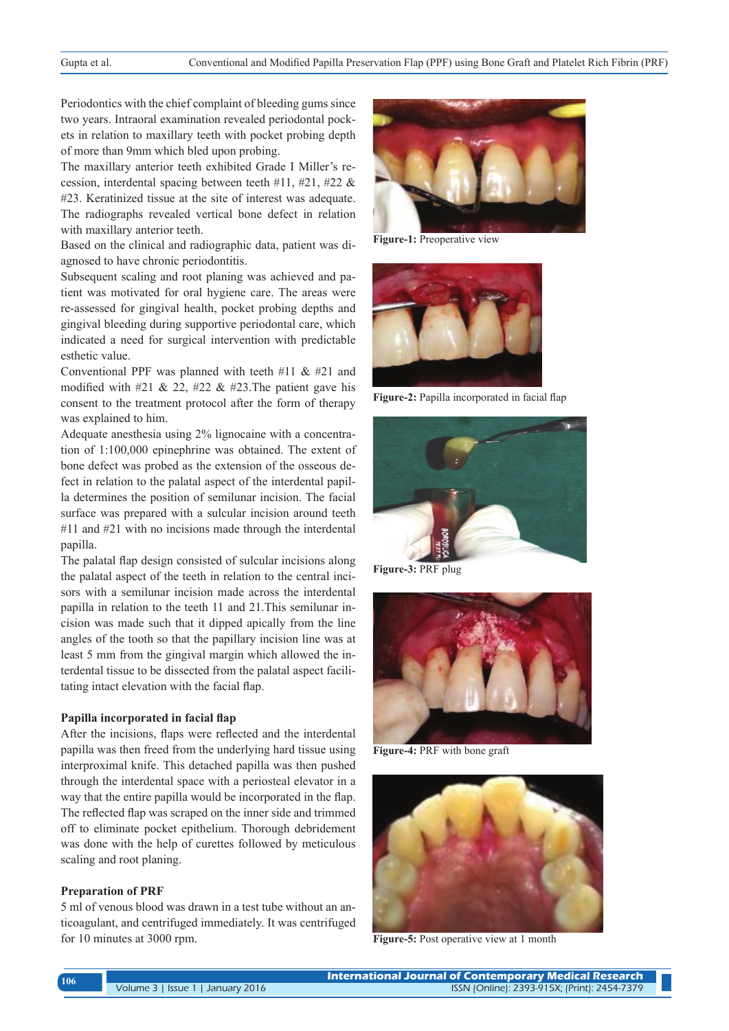Periodontics with the chief complaint of bleeding gums since two years. Intraoral examination revealed periodontal pockets in relation to maxillary teeth with pocket probing depth of more than 9mm which bled upon probing.

The maxillary anterior teeth exhibited Grade I Miller's recession, interdental spacing between teeth #11, #21, #22 & #23. Keratinized tissue at the site of interest was adequate. The radiographs revealed vertical bone defect in relation with maxillary anterior teeth.

Based on the clinical and radiographic data, patient was diagnosed to have chronic periodontitis.

Subsequent scaling and root planing was achieved and patient was motivated for oral hygiene care. The areas were re-assessed for gingival health, pocket probing depths and gingival bleeding during supportive periodontal care, which indicated a need for surgical intervention with predictable esthetic value.

Conventional PPF was planned with teeth #11 & #21 and modified with #21 & 22, #22 & #23.The patient gave his consent to the treatment protocol after the form of therapy was explained to him.

Adequate anesthesia using 2% lignocaine with a concentration of 1:100,000 epinephrine was obtained. The extent of bone defect was probed as the extension of the osseous defect in relation to the palatal aspect of the interdental papilla determines the position of semilunar incision. The facial surface was prepared with a sulcular incision around teeth #11 and #21 with no incisions made through the interdental papilla.

The palatal flap design consisted of sulcular incisions along the palatal aspect of the teeth in relation to the central incisors with a semilunar incision made across the interdental papilla in relation to the teeth 11 and 21.This semilunar incision was made such that it dipped apically from the line angles of the tooth so that the papillary incision line was at least 5 mm from the gingival margin which allowed the interdental tissue to be dissected from the palatal aspect facilitating intact elevation with the facial flap.

### Papilla incorporated in facial flap

After the incisions, flaps were reflected and the interdental papilla was then freed from the underlying hard tissue using interproximal knife. This detached papilla was then pushed through the interdental space with a periosteal elevator in a way that the entire papilla would be incorporated in the flap. The reflected flap was scraped on the inner side and trimmed off to eliminate pocket epithelium. Thorough debridement was done with the help of curettes followed by meticulous scaling and root planing.

### Preparation of PRF

5 ml of venous blood was drawn in a test tube without an anticoagulant, and centrifuged immediately. It was centrifuged for 10 minutes at 3000 rpm.

**Figure-1:** Preoperative view

**Figure-2:** Papilla incorporated in facial flap

**Figure-3:** PRF plug

**Figure-4:** PRF with bone graft

**Figure-5:** Post operative view at 1 month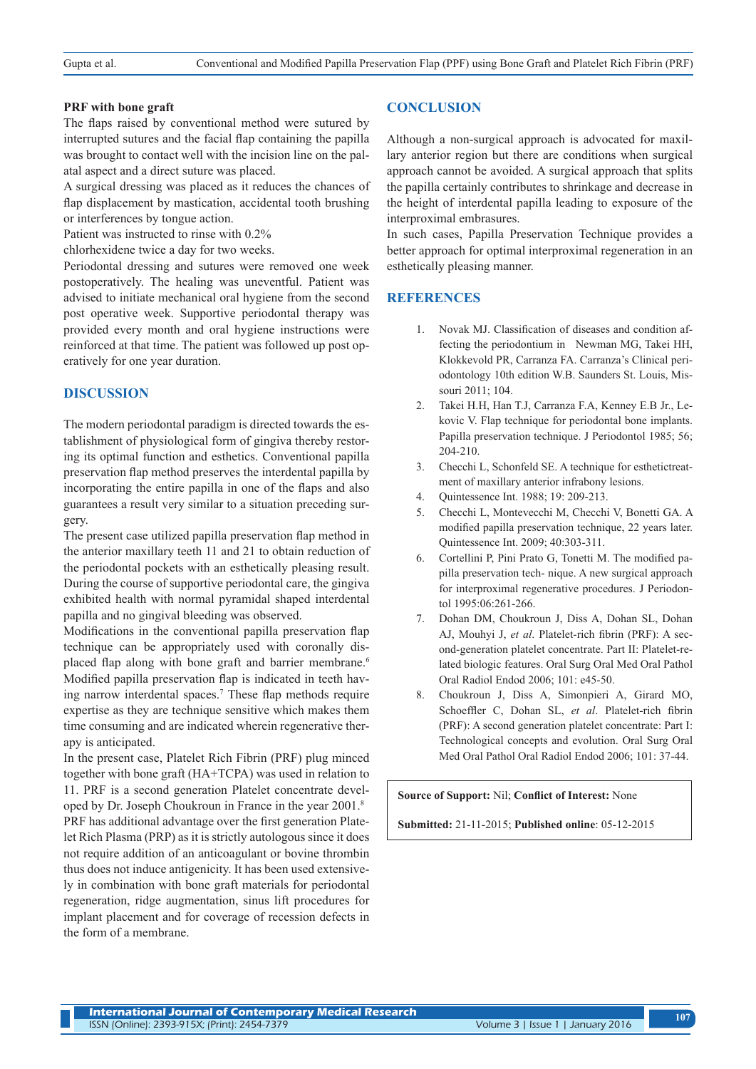**PRF with bone graft**

The flaps raised by conventional method were sutured by interrupted sutures and the facial flap containing the papilla was brought to contact well with the incision line on the palatal aspect and a direct suture was placed.

A surgical dressing was placed as it reduces the chances of flap displacement by mastication, accidental tooth brushing or interferences by tongue action.

Patient was instructed to rinse with 0.2%

chlorhexidene twice a day for two weeks.

Periodontal dressing and sutures were removed one week postoperatively. The healing was uneventful. Patient was advised to initiate mechanical oral hygiene from the second post operative week. Supportive periodontal therapy was provided every month and oral hygiene instructions were reinforced at that time. The patient was followed up post operatively for one year duration.

## DISCUSSION

The modern periodontal paradigm is directed towards the establishment of physiological form of gingiva thereby restoring its optimal function and esthetics. Conventional papilla preservation flap method preserves the interdental papilla by incorporating the entire papilla in one of the flaps and also guarantees a result very similar to a situation preceding surgery.

The present case utilized papilla preservation flap method in the anterior maxillary teeth 11 and 21 to obtain reduction of the periodontal pockets with an esthetically pleasing result. During the course of supportive periodontal care, the gingiva exhibited health with normal pyramidal shaped interdental papilla and no gingival bleeding was observed.

Modifications in the conventional papilla preservation flap technique can be appropriately used with coronally displaced flap along with bone graft and barrier membrane.[6] Modified papilla preservation flap is indicated in teeth having narrow interdental spaces.[7] These flap methods require expertise as they are technique sensitive which makes them time consuming and are indicated wherein regenerative therapy is anticipated.

In the present case, Platelet Rich Fibrin (PRF) plug minced together with bone graft (HA+TCPA) was used in relation to 11. PRF is a second generation Platelet concentrate developed by Dr. Joseph Choukroun in France in the year 2001.[8] PRF has additional advantage over the first generation Platelet Rich Plasma (PRP) as it is strictly autologous since it does not require addition of an anticoagulant or bovine thrombin thus does not induce antigenicity. It has been used extensively in combination with bone graft materials for periodontal regeneration, ridge augmentation, sinus lift procedures for implant placement and for coverage of recession defects in the form of a membrane.

## CONCLUSION

Although a non-surgical approach is advocated for maxillary anterior region but there are conditions when surgical approach cannot be avoided. A surgical approach that splits the papilla certainly contributes to shrinkage and decrease in the height of interdental papilla leading to exposure of the interproximal embrasures.

In such cases, Papilla Preservation Technique provides a better approach for optimal interproximal regeneration in an esthetically pleasing manner.

## REFERENCES

1. Novak MJ. Classification of diseases and condition affecting the periodontium in Newman MG, Takei HH, Klokkevold PR, Carranza FA. Carranza's Clinical periodontology 10th edition W.B. Saunders St. Louis, Missouri 2011; 104.
2. Takei H.H, Han T.J, Carranza F.A, Kenney E.B Jr., Lekovic V. Flap technique for periodontal bone implants. Papilla preservation technique. J Periodontol 1985; 56; 204-210.
3. Checchi L, Schonfeld SE. A technique for esthetictreatment of maxillary anterior infrabony lesions.
4. Quintessence Int. 1988; 19: 209-213.
5. Checchi L, Montevecchi M, Checchi V, Bonetti GA. A modified papilla preservation technique, 22 years later. Quintessence Int. 2009; 40:303-311.
6. Cortellini P, Pini Prato G, Tonetti M. The modified papilla preservation tech- nique. A new surgical approach for interproximal regenerative procedures. J Periodontol 1995:06:261-266.
7. Dohan DM, Choukroun J, Diss A, Dohan SL, Dohan AJ, Mouhyi J, *et al*. Platelet-rich fibrin (PRF): A second-generation platelet concentrate. Part II: Platelet-related biologic features. Oral Surg Oral Med Oral Pathol Oral Radiol Endod 2006; 101: e45-50.
8. Choukroun J, Diss A, Simonpieri A, Girard MO, Schoeffler C, Dohan SL, *et al*. Platelet-rich fibrin (PRF): A second generation platelet concentrate: Part I: Technological concepts and evolution. Oral Surg Oral Med Oral Pathol Oral Radiol Endod 2006; 101: 37-44.

**Source of Support:** Nil; **Conflict of Interest:** None

**Submitted:** 21-11-2015; **Published online**: 05-12-2015